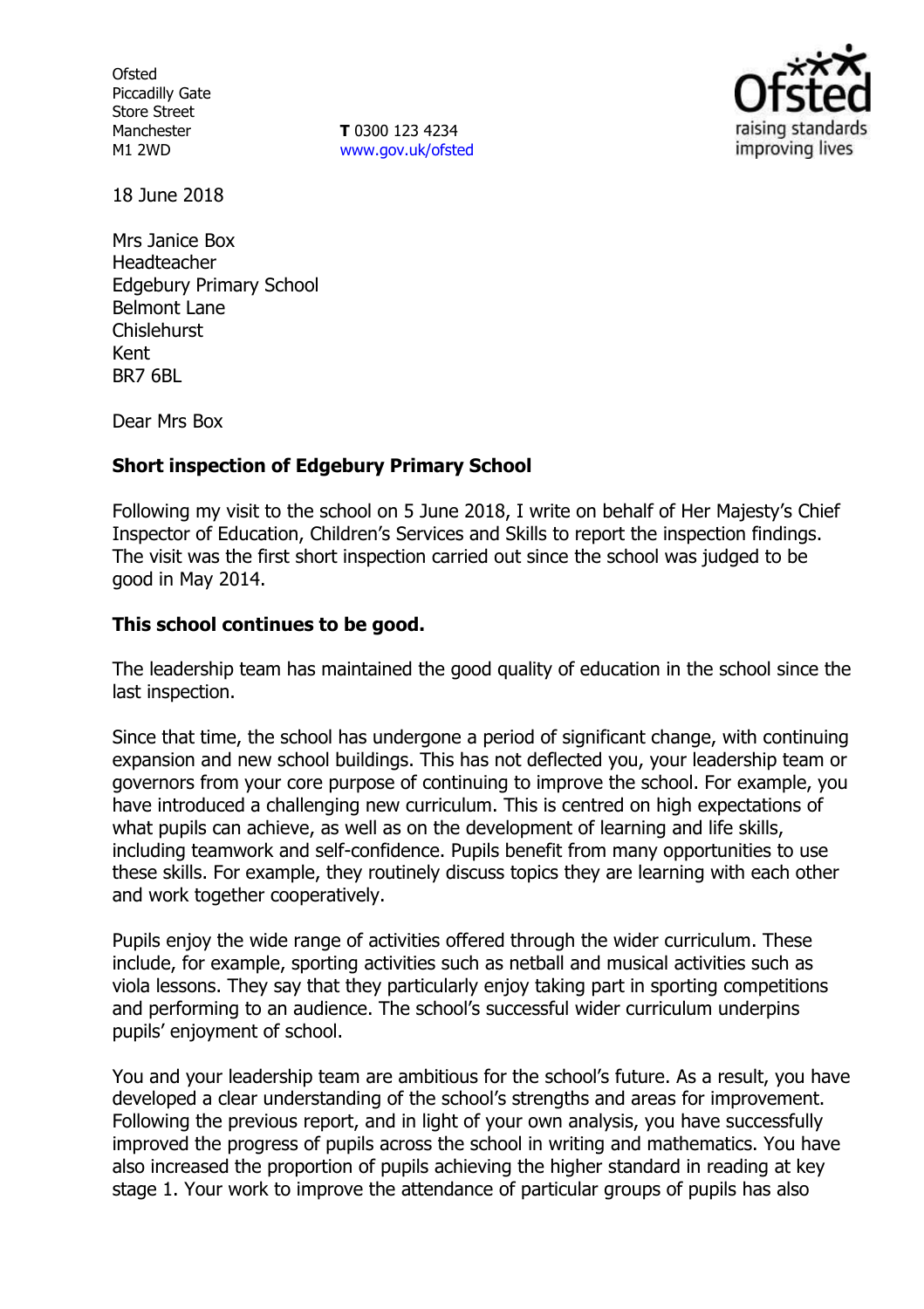Ofsted
Piccadilly Gate
Store Street
Manchester
M1 2WD

**T** 0300 123 4234
www.gov.uk/ofsted

18 June 2018

Mrs Janice Box
Headteacher
Edgebury Primary School
Belmont Lane
Chislehurst
Kent
BR7 6BL

Dear Mrs Box

**Short inspection of Edgebury Primary School**

Following my visit to the school on 5 June 2018, I write on behalf of Her Majesty's Chief Inspector of Education, Children's Services and Skills to report the inspection findings. The visit was the first short inspection carried out since the school was judged to be good in May 2014.

**This school continues to be good.**

The leadership team has maintained the good quality of education in the school since the last inspection.

Since that time, the school has undergone a period of significant change, with continuing expansion and new school buildings. This has not deflected you, your leadership team or governors from your core purpose of continuing to improve the school. For example, you have introduced a challenging new curriculum. This is centred on high expectations of what pupils can achieve, as well as on the development of learning and life skills, including teamwork and self-confidence. Pupils benefit from many opportunities to use these skills. For example, they routinely discuss topics they are learning with each other and work together cooperatively.

Pupils enjoy the wide range of activities offered through the wider curriculum. These include, for example, sporting activities such as netball and musical activities such as viola lessons. They say that they particularly enjoy taking part in sporting competitions and performing to an audience. The school's successful wider curriculum underpins pupils' enjoyment of school.

You and your leadership team are ambitious for the school's future. As a result, you have developed a clear understanding of the school's strengths and areas for improvement. Following the previous report, and in light of your own analysis, you have successfully improved the progress of pupils across the school in writing and mathematics. You have also increased the proportion of pupils achieving the higher standard in reading at key stage 1. Your work to improve the attendance of particular groups of pupils has also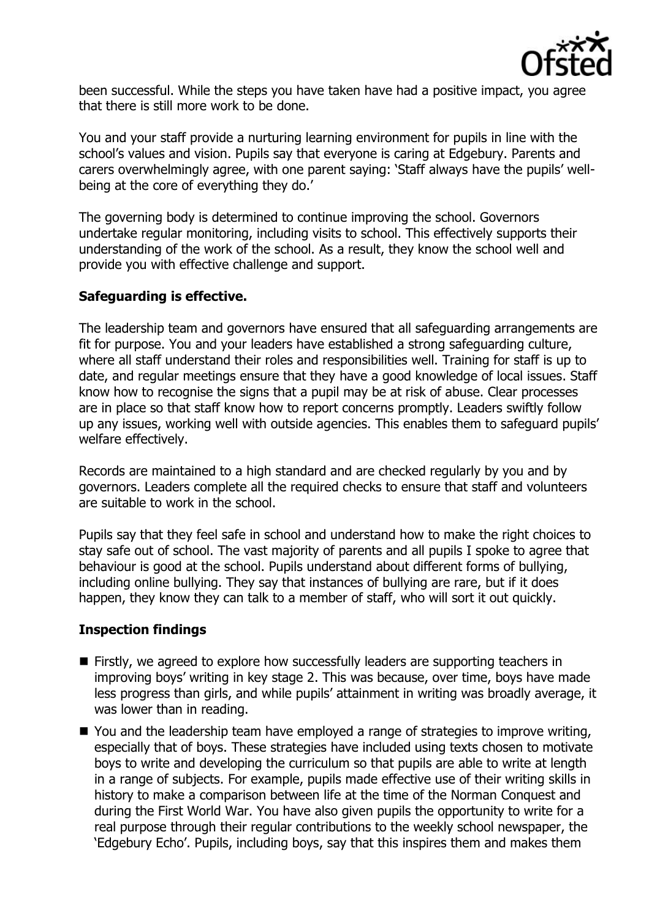been successful. While the steps you have taken have had a positive impact, you agree that there is still more work to be done.

You and your staff provide a nurturing learning environment for pupils in line with the school's values and vision. Pupils say that everyone is caring at Edgebury. Parents and carers overwhelmingly agree, with one parent saying: 'Staff always have the pupils' well-being at the core of everything they do.'

The governing body is determined to continue improving the school. Governors undertake regular monitoring, including visits to school. This effectively supports their understanding of the work of the school. As a result, they know the school well and provide you with effective challenge and support.

## Safeguarding is effective.

The leadership team and governors have ensured that all safeguarding arrangements are fit for purpose. You and your leaders have established a strong safeguarding culture, where all staff understand their roles and responsibilities well. Training for staff is up to date, and regular meetings ensure that they have a good knowledge of local issues. Staff know how to recognise the signs that a pupil may be at risk of abuse. Clear processes are in place so that staff know how to report concerns promptly. Leaders swiftly follow up any issues, working well with outside agencies. This enables them to safeguard pupils' welfare effectively.

Records are maintained to a high standard and are checked regularly by you and by governors. Leaders complete all the required checks to ensure that staff and volunteers are suitable to work in the school.

Pupils say that they feel safe in school and understand how to make the right choices to stay safe out of school. The vast majority of parents and all pupils I spoke to agree that behaviour is good at the school. Pupils understand about different forms of bullying, including online bullying. They say that instances of bullying are rare, but if it does happen, they know they can talk to a member of staff, who will sort it out quickly.

## Inspection findings

- Firstly, we agreed to explore how successfully leaders are supporting teachers in improving boys' writing in key stage 2. This was because, over time, boys have made less progress than girls, and while pupils' attainment in writing was broadly average, it was lower than in reading.
- You and the leadership team have employed a range of strategies to improve writing, especially that of boys. These strategies have included using texts chosen to motivate boys to write and developing the curriculum so that pupils are able to write at length in a range of subjects. For example, pupils made effective use of their writing skills in history to make a comparison between life at the time of the Norman Conquest and during the First World War. You have also given pupils the opportunity to write for a real purpose through their regular contributions to the weekly school newspaper, the 'Edgebury Echo'. Pupils, including boys, say that this inspires them and makes them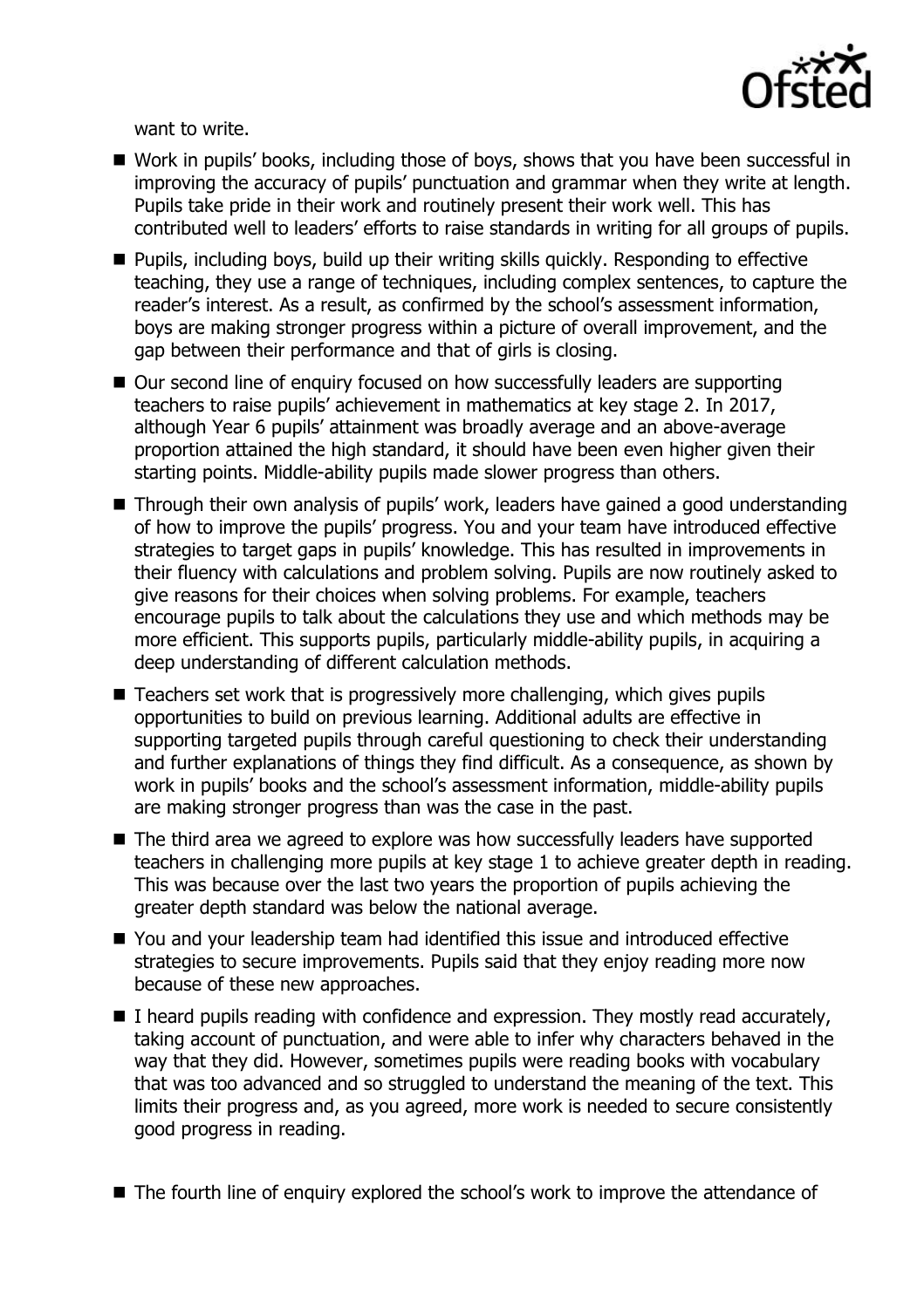want to write.

- Work in pupils' books, including those of boys, shows that you have been successful in improving the accuracy of pupils' punctuation and grammar when they write at length. Pupils take pride in their work and routinely present their work well. This has contributed well to leaders' efforts to raise standards in writing for all groups of pupils.
- Pupils, including boys, build up their writing skills quickly. Responding to effective teaching, they use a range of techniques, including complex sentences, to capture the reader's interest. As a result, as confirmed by the school's assessment information, boys are making stronger progress within a picture of overall improvement, and the gap between their performance and that of girls is closing.
- Our second line of enquiry focused on how successfully leaders are supporting teachers to raise pupils' achievement in mathematics at key stage 2. In 2017, although Year 6 pupils' attainment was broadly average and an above-average proportion attained the high standard, it should have been even higher given their starting points. Middle-ability pupils made slower progress than others.
- Through their own analysis of pupils' work, leaders have gained a good understanding of how to improve the pupils' progress. You and your team have introduced effective strategies to target gaps in pupils' knowledge. This has resulted in improvements in their fluency with calculations and problem solving. Pupils are now routinely asked to give reasons for their choices when solving problems. For example, teachers encourage pupils to talk about the calculations they use and which methods may be more efficient. This supports pupils, particularly middle-ability pupils, in acquiring a deep understanding of different calculation methods.
- Teachers set work that is progressively more challenging, which gives pupils opportunities to build on previous learning. Additional adults are effective in supporting targeted pupils through careful questioning to check their understanding and further explanations of things they find difficult. As a consequence, as shown by work in pupils' books and the school's assessment information, middle-ability pupils are making stronger progress than was the case in the past.
- The third area we agreed to explore was how successfully leaders have supported teachers in challenging more pupils at key stage 1 to achieve greater depth in reading. This was because over the last two years the proportion of pupils achieving the greater depth standard was below the national average.
- You and your leadership team had identified this issue and introduced effective strategies to secure improvements. Pupils said that they enjoy reading more now because of these new approaches.
- I heard pupils reading with confidence and expression. They mostly read accurately, taking account of punctuation, and were able to infer why characters behaved in the way that they did. However, sometimes pupils were reading books with vocabulary that was too advanced and so struggled to understand the meaning of the text. This limits their progress and, as you agreed, more work is needed to secure consistently good progress in reading.
- The fourth line of enquiry explored the school's work to improve the attendance of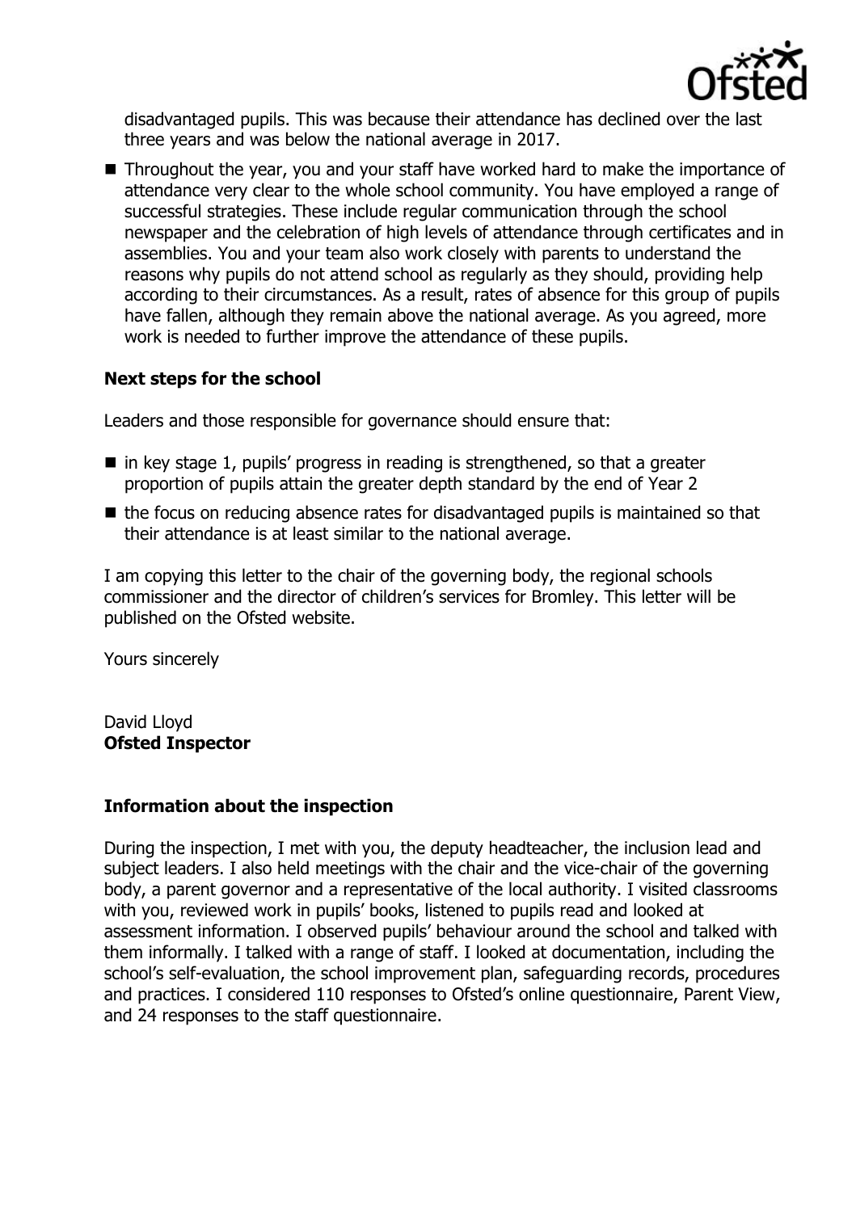disadvantaged pupils. This was because their attendance has declined over the last three years and was below the national average in 2017.

- Throughout the year, you and your staff have worked hard to make the importance of attendance very clear to the whole school community. You have employed a range of successful strategies. These include regular communication through the school newspaper and the celebration of high levels of attendance through certificates and in assemblies. You and your team also work closely with parents to understand the reasons why pupils do not attend school as regularly as they should, providing help according to their circumstances. As a result, rates of absence for this group of pupils have fallen, although they remain above the national average. As you agreed, more work is needed to further improve the attendance of these pupils.

### Next steps for the school

Leaders and those responsible for governance should ensure that:

- in key stage 1, pupils' progress in reading is strengthened, so that a greater proportion of pupils attain the greater depth standard by the end of Year 2
- the focus on reducing absence rates for disadvantaged pupils is maintained so that their attendance is at least similar to the national average.

I am copying this letter to the chair of the governing body, the regional schools commissioner and the director of children's services for Bromley. This letter will be published on the Ofsted website.

Yours sincerely

David Lloyd
**Ofsted Inspector**

### Information about the inspection

During the inspection, I met with you, the deputy headteacher, the inclusion lead and subject leaders. I also held meetings with the chair and the vice-chair of the governing body, a parent governor and a representative of the local authority. I visited classrooms with you, reviewed work in pupils' books, listened to pupils read and looked at assessment information. I observed pupils' behaviour around the school and talked with them informally. I talked with a range of staff. I looked at documentation, including the school's self-evaluation, the school improvement plan, safeguarding records, procedures and practices. I considered 110 responses to Ofsted's online questionnaire, Parent View, and 24 responses to the staff questionnaire.